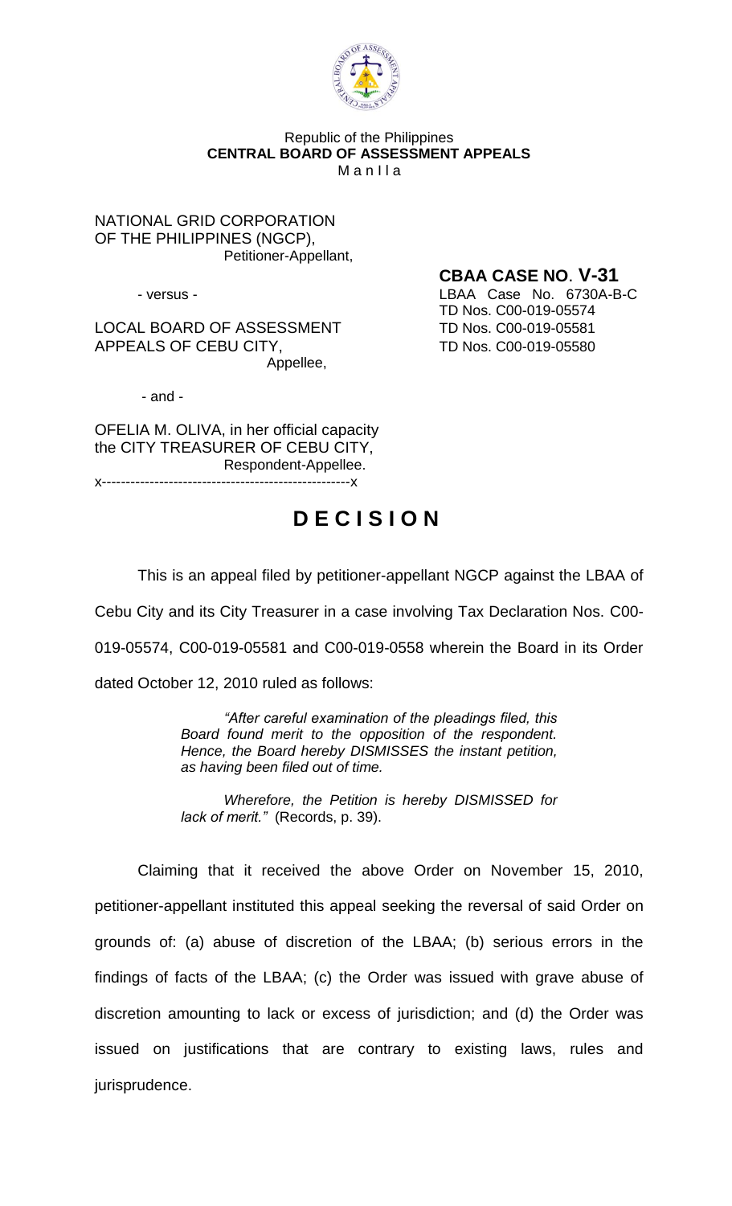Republic of the Philippines
**CENTRAL BOARD OF ASSESSMENT APPEALS**
M a n I l a

NATIONAL GRID CORPORATION
OF THE PHILIPPINES (NGCP),
Petitioner-Appellant,

- versus -

LOCAL BOARD OF ASSESSMENT
APPEALS OF CEBU CITY,
Appellee,

- and -

OFELIA M. OLIVA, in her official capacity
the CITY TREASURER OF CEBU CITY,
Respondent-Appellee.
x----------------------------------------------------x

**CBAA CASE NO. V-31**
LBAA Case No. 6730A-B-C
TD Nos. C00-019-05574
TD Nos. C00-019-05581
TD Nos. C00-019-05580

# D E C I S I O N

This is an appeal filed by petitioner-appellant NGCP against the LBAA of Cebu City and its City Treasurer in a case involving Tax Declaration Nos. C00-019-05574, C00-019-05581 and C00-019-0558 wherein the Board in its Order dated October 12, 2010 ruled as follows:

> *"After careful examination of the pleadings filed, this Board found merit to the opposition of the respondent. Hence, the Board hereby DISMISSES the instant petition, as having been filed out of time.*
>
> *Wherefore, the Petition is hereby DISMISSED for lack of merit."* (Records, p. 39).

Claiming that it received the above Order on November 15, 2010, petitioner-appellant instituted this appeal seeking the reversal of said Order on grounds of: (a) abuse of discretion of the LBAA; (b) serious errors in the findings of facts of the LBAA; (c) the Order was issued with grave abuse of discretion amounting to lack or excess of jurisdiction; and (d) the Order was issued on justifications that are contrary to existing laws, rules and jurisprudence.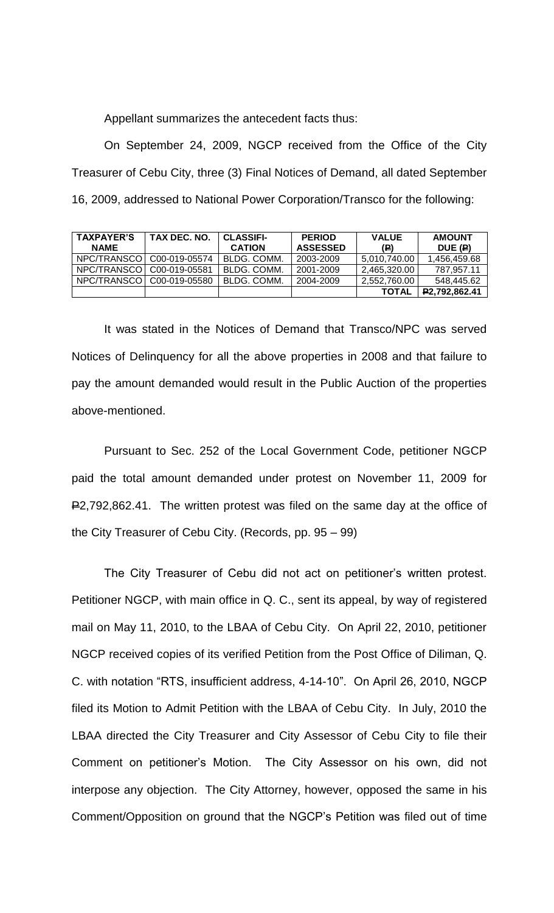Appellant summarizes the antecedent facts thus:

On September 24, 2009, NGCP received from the Office of the City Treasurer of Cebu City, three (3) Final Notices of Demand, all dated September 16, 2009, addressed to National Power Corporation/Transco for the following:

| TAXPAYER'S NAME | TAX DEC. NO. | CLASSIFI-CATION | PERIOD ASSESSED | VALUE (₱) | AMOUNT DUE (₱) |
|---|---|---|---|---|---|
| NPC/TRANSCO | C00-019-05574 | BLDG. COMM. | 2003-2009 | 5,010,740.00 | 1,456,459.68 |
| NPC/TRANSCO | C00-019-05581 | BLDG. COMM. | 2001-2009 | 2,465,320.00 | 787,957.11 |
| NPC/TRANSCO | C00-019-05580 | BLDG. COMM. | 2004-2009 | 2,552,760.00 | 548,445.62 |
| | | | | **TOTAL** | **₱2,792,862.41** |

It was stated in the Notices of Demand that Transco/NPC was served Notices of Delinquency for all the above properties in 2008 and that failure to pay the amount demanded would result in the Public Auction of the properties above-mentioned.

Pursuant to Sec. 252 of the Local Government Code, petitioner NGCP paid the total amount demanded under protest on November 11, 2009 for ₱2,792,862.41. The written protest was filed on the same day at the office of the City Treasurer of Cebu City. (Records, pp. 95 – 99)

The City Treasurer of Cebu did not act on petitioner's written protest. Petitioner NGCP, with main office in Q. C., sent its appeal, by way of registered mail on May 11, 2010, to the LBAA of Cebu City. On April 22, 2010, petitioner NGCP received copies of its verified Petition from the Post Office of Diliman, Q. C. with notation "RTS, insufficient address, 4-14-10". On April 26, 2010, NGCP filed its Motion to Admit Petition with the LBAA of Cebu City. In July, 2010 the LBAA directed the City Treasurer and City Assessor of Cebu City to file their Comment on petitioner's Motion. The City Assessor on his own, did not interpose any objection. The City Attorney, however, opposed the same in his Comment/Opposition on ground that the NGCP's Petition was filed out of time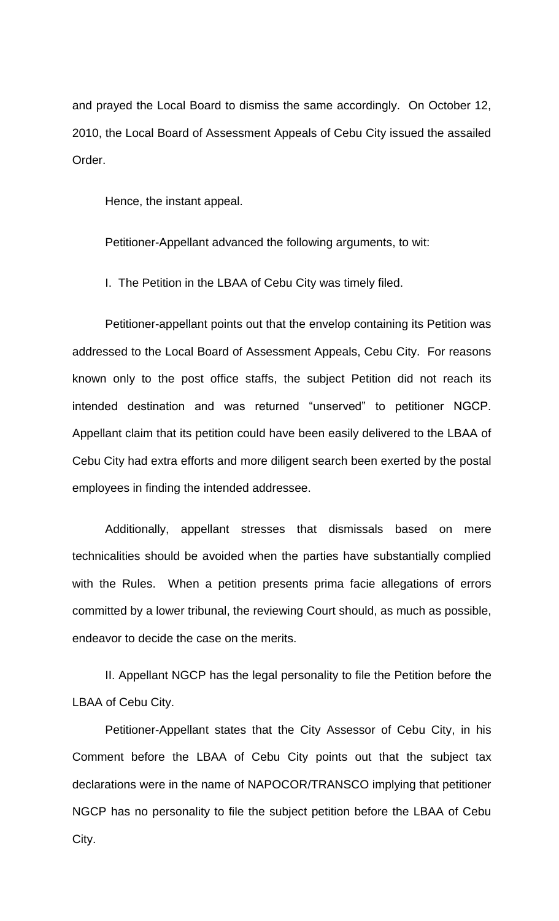and prayed the Local Board to dismiss the same accordingly. On October 12, 2010, the Local Board of Assessment Appeals of Cebu City issued the assailed Order.

Hence, the instant appeal.

Petitioner-Appellant advanced the following arguments, to wit:

I. The Petition in the LBAA of Cebu City was timely filed.

Petitioner-appellant points out that the envelop containing its Petition was addressed to the Local Board of Assessment Appeals, Cebu City. For reasons known only to the post office staffs, the subject Petition did not reach its intended destination and was returned "unserved" to petitioner NGCP. Appellant claim that its petition could have been easily delivered to the LBAA of Cebu City had extra efforts and more diligent search been exerted by the postal employees in finding the intended addressee.

Additionally, appellant stresses that dismissals based on mere technicalities should be avoided when the parties have substantially complied with the Rules. When a petition presents prima facie allegations of errors committed by a lower tribunal, the reviewing Court should, as much as possible, endeavor to decide the case on the merits.

II. Appellant NGCP has the legal personality to file the Petition before the LBAA of Cebu City.

Petitioner-Appellant states that the City Assessor of Cebu City, in his Comment before the LBAA of Cebu City points out that the subject tax declarations were in the name of NAPOCOR/TRANSCO implying that petitioner NGCP has no personality to file the subject petition before the LBAA of Cebu City.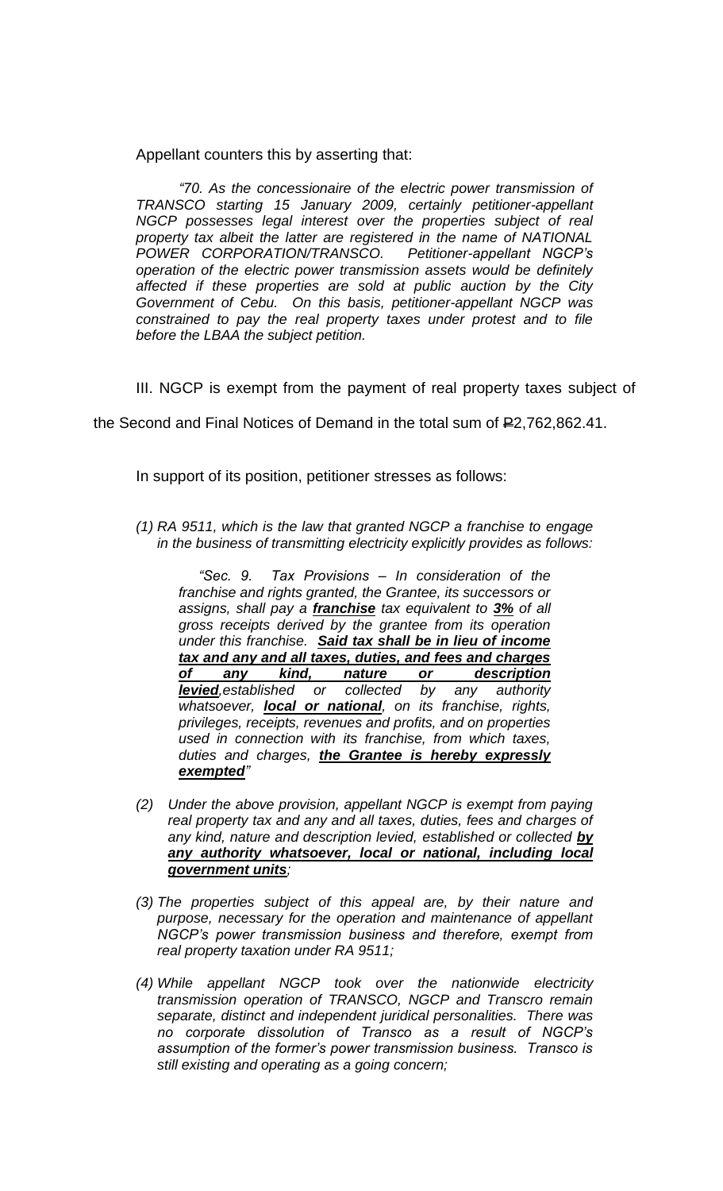Appellant counters this by asserting that:

> *"70. As the concessionaire of the electric power transmission of TRANSCO starting 15 January 2009, certainly petitioner-appellant NGCP possesses legal interest over the properties subject of real property tax albeit the latter are registered in the name of NATIONAL POWER CORPORATION/TRANSCO. Petitioner-appellant NGCP's operation of the electric power transmission assets would be definitely affected if these properties are sold at public auction by the City Government of Cebu. On this basis, petitioner-appellant NGCP was constrained to pay the real property taxes under protest and to file before the LBAA the subject petition.*

III. NGCP is exempt from the payment of real property taxes subject of the Second and Final Notices of Demand in the total sum of ₱2,762,862.41.

In support of its position, petitioner stresses as follows:

*(1) RA 9511, which is the law that granted NGCP a franchise to engage in the business of transmitting electricity explicitly provides as follows:*

> *"Sec. 9. Tax Provisions – In consideration of the franchise and rights granted, the Grantee, its successors or assigns, shall pay a* ***franchise*** *tax equivalent to* ***3%*** *of all gross receipts derived by the grantee from its operation under this franchise.* ***Said tax shall be in lieu of income tax and any and all taxes, duties, and fees and charges of any kind, nature or description levied****,established or collected by any authority whatsoever,* ***local or national****, on its franchise, rights, privileges, receipts, revenues and profits, and on properties used in connection with its franchise, from which taxes, duties and charges,* ***the Grantee is hereby expressly exempted****"*

*(2) Under the above provision, appellant NGCP is exempt from paying real property tax and any and all taxes, duties, fees and charges of any kind, nature and description levied, established or collected* ***by any authority whatsoever, local or national, including local government units****;*

*(3) The properties subject of this appeal are, by their nature and purpose, necessary for the operation and maintenance of appellant NGCP's power transmission business and therefore, exempt from real property taxation under RA 9511;*

*(4) While appellant NGCP took over the nationwide electricity transmission operation of TRANSCO, NGCP and Transcro remain separate, distinct and independent juridical personalities. There was no corporate dissolution of Transco as a result of NGCP's assumption of the former's power transmission business. Transco is still existing and operating as a going concern;*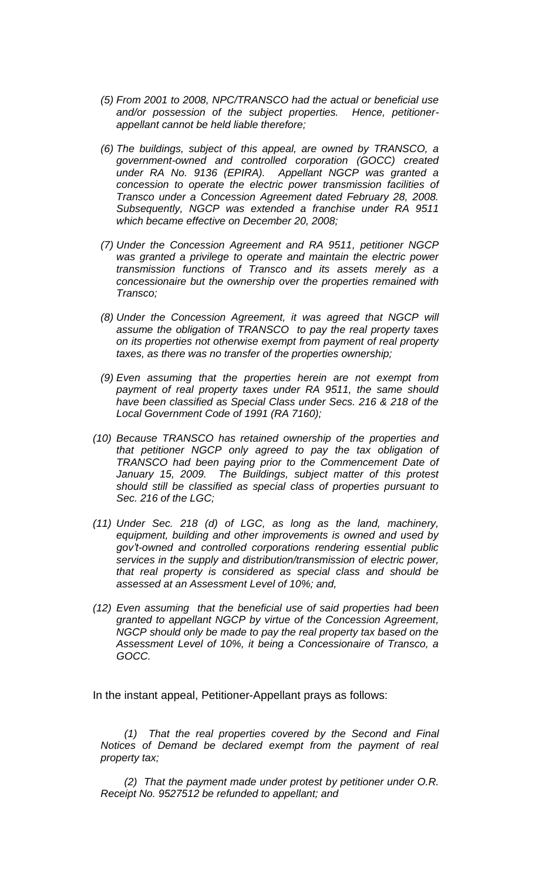*(5) From 2001 to 2008, NPC/TRANSCO had the actual or beneficial use and/or possession of the subject properties. Hence, petitioner-appellant cannot be held liable therefore;*

*(6) The buildings, subject of this appeal, are owned by TRANSCO, a government-owned and controlled corporation (GOCC) created under RA No. 9136 (EPIRA). Appellant NGCP was granted a concession to operate the electric power transmission facilities of Transco under a Concession Agreement dated February 28, 2008. Subsequently, NGCP was extended a franchise under RA 9511 which became effective on December 20, 2008;*

*(7) Under the Concession Agreement and RA 9511, petitioner NGCP was granted a privilege to operate and maintain the electric power transmission functions of Transco and its assets merely as a concessionaire but the ownership over the properties remained with Transco;*

*(8) Under the Concession Agreement, it was agreed that NGCP will assume the obligation of TRANSCO to pay the real property taxes on its properties not otherwise exempt from payment of real property taxes, as there was no transfer of the properties ownership;*

*(9) Even assuming that the properties herein are not exempt from payment of real property taxes under RA 9511, the same should have been classified as Special Class under Secs. 216 & 218 of the Local Government Code of 1991 (RA 7160);*

*(10) Because TRANSCO has retained ownership of the properties and that petitioner NGCP only agreed to pay the tax obligation of TRANSCO had been paying prior to the Commencement Date of January 15, 2009. The Buildings, subject matter of this protest should still be classified as special class of properties pursuant to Sec. 216 of the LGC;*

*(11) Under Sec. 218 (d) of LGC, as long as the land, machinery, equipment, building and other improvements is owned and used by gov't-owned and controlled corporations rendering essential public services in the supply and distribution/transmission of electric power, that real property is considered as special class and should be assessed at an Assessment Level of 10%; and,*

*(12) Even assuming that the beneficial use of said properties had been granted to appellant NGCP by virtue of the Concession Agreement, NGCP should only be made to pay the real property tax based on the Assessment Level of 10%, it being a Concessionaire of Transco, a GOCC.*

In the instant appeal, Petitioner-Appellant prays as follows:

*(1) That the real properties covered by the Second and Final Notices of Demand be declared exempt from the payment of real property tax;*

*(2) That the payment made under protest by petitioner under O.R. Receipt No. 9527512 be refunded to appellant; and*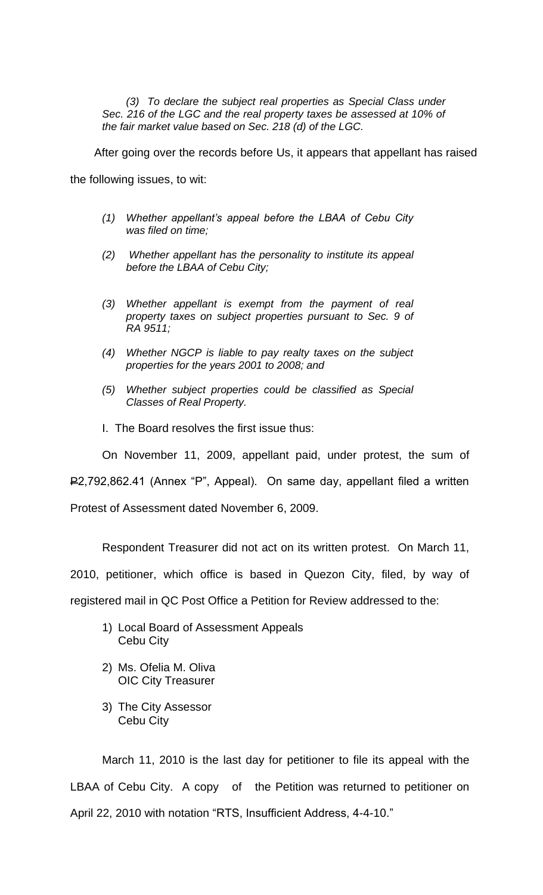*(3) To declare the subject real properties as Special Class under Sec. 216 of the LGC and the real property taxes be assessed at 10% of the fair market value based on Sec. 218 (d) of the LGC.*

After going over the records before Us, it appears that appellant has raised the following issues, to wit:

*(1) Whether appellant's appeal before the LBAA of Cebu City was filed on time;*

*(2) Whether appellant has the personality to institute its appeal before the LBAA of Cebu City;*

*(3) Whether appellant is exempt from the payment of real property taxes on subject properties pursuant to Sec. 9 of RA 9511;*

*(4) Whether NGCP is liable to pay realty taxes on the subject properties for the years 2001 to 2008; and*

*(5) Whether subject properties could be classified as Special Classes of Real Property.*

I. The Board resolves the first issue thus:

On November 11, 2009, appellant paid, under protest, the sum of ₱2,792,862.41 (Annex "P", Appeal). On same day, appellant filed a written Protest of Assessment dated November 6, 2009.

Respondent Treasurer did not act on its written protest. On March 11, 2010, petitioner, which office is based in Quezon City, filed, by way of registered mail in QC Post Office a Petition for Review addressed to the:

1) Local Board of Assessment Appeals
   Cebu City

2) Ms. Ofelia M. Oliva
   OIC City Treasurer

3) The City Assessor
   Cebu City

March 11, 2010 is the last day for petitioner to file its appeal with the LBAA of Cebu City. A copy of the Petition was returned to petitioner on April 22, 2010 with notation "RTS, Insufficient Address, 4-4-10."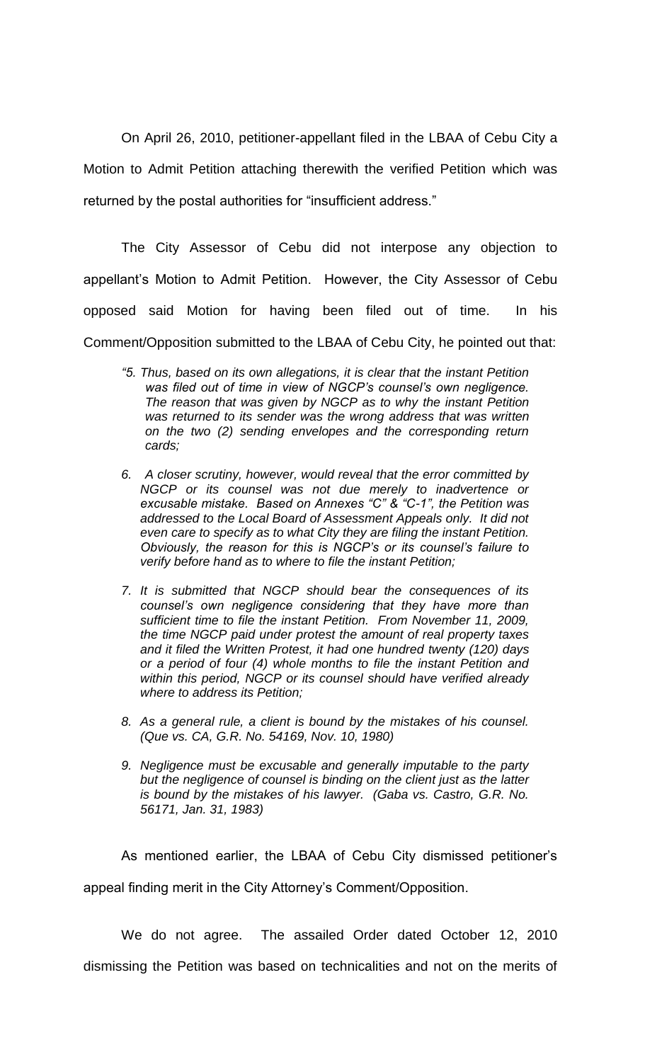On April 26, 2010, petitioner-appellant filed in the LBAA of Cebu City a Motion to Admit Petition attaching therewith the verified Petition which was returned by the postal authorities for "insufficient address."

The City Assessor of Cebu did not interpose any objection to appellant's Motion to Admit Petition. However, the City Assessor of Cebu opposed said Motion for having been filed out of time. In his Comment/Opposition submitted to the LBAA of Cebu City, he pointed out that:

> *"5. Thus, based on its own allegations, it is clear that the instant Petition was filed out of time in view of NGCP's counsel's own negligence. The reason that was given by NGCP as to why the instant Petition was returned to its sender was the wrong address that was written on the two (2) sending envelopes and the corresponding return cards;*
>
> *6. A closer scrutiny, however, would reveal that the error committed by NGCP or its counsel was not due merely to inadvertence or excusable mistake. Based on Annexes "C" & "C-1", the Petition was addressed to the Local Board of Assessment Appeals only. It did not even care to specify as to what City they are filing the instant Petition. Obviously, the reason for this is NGCP's or its counsel's failure to verify before hand as to where to file the instant Petition;*
>
> *7. It is submitted that NGCP should bear the consequences of its counsel's own negligence considering that they have more than sufficient time to file the instant Petition. From November 11, 2009, the time NGCP paid under protest the amount of real property taxes and it filed the Written Protest, it had one hundred twenty (120) days or a period of four (4) whole months to file the instant Petition and within this period, NGCP or its counsel should have verified already where to address its Petition;*
>
> *8. As a general rule, a client is bound by the mistakes of his counsel. (Que vs. CA, G.R. No. 54169, Nov. 10, 1980)*
>
> *9. Negligence must be excusable and generally imputable to the party but the negligence of counsel is binding on the client just as the latter is bound by the mistakes of his lawyer. (Gaba vs. Castro, G.R. No. 56171, Jan. 31, 1983)*

As mentioned earlier, the LBAA of Cebu City dismissed petitioner's appeal finding merit in the City Attorney's Comment/Opposition.

We do not agree. The assailed Order dated October 12, 2010 dismissing the Petition was based on technicalities and not on the merits of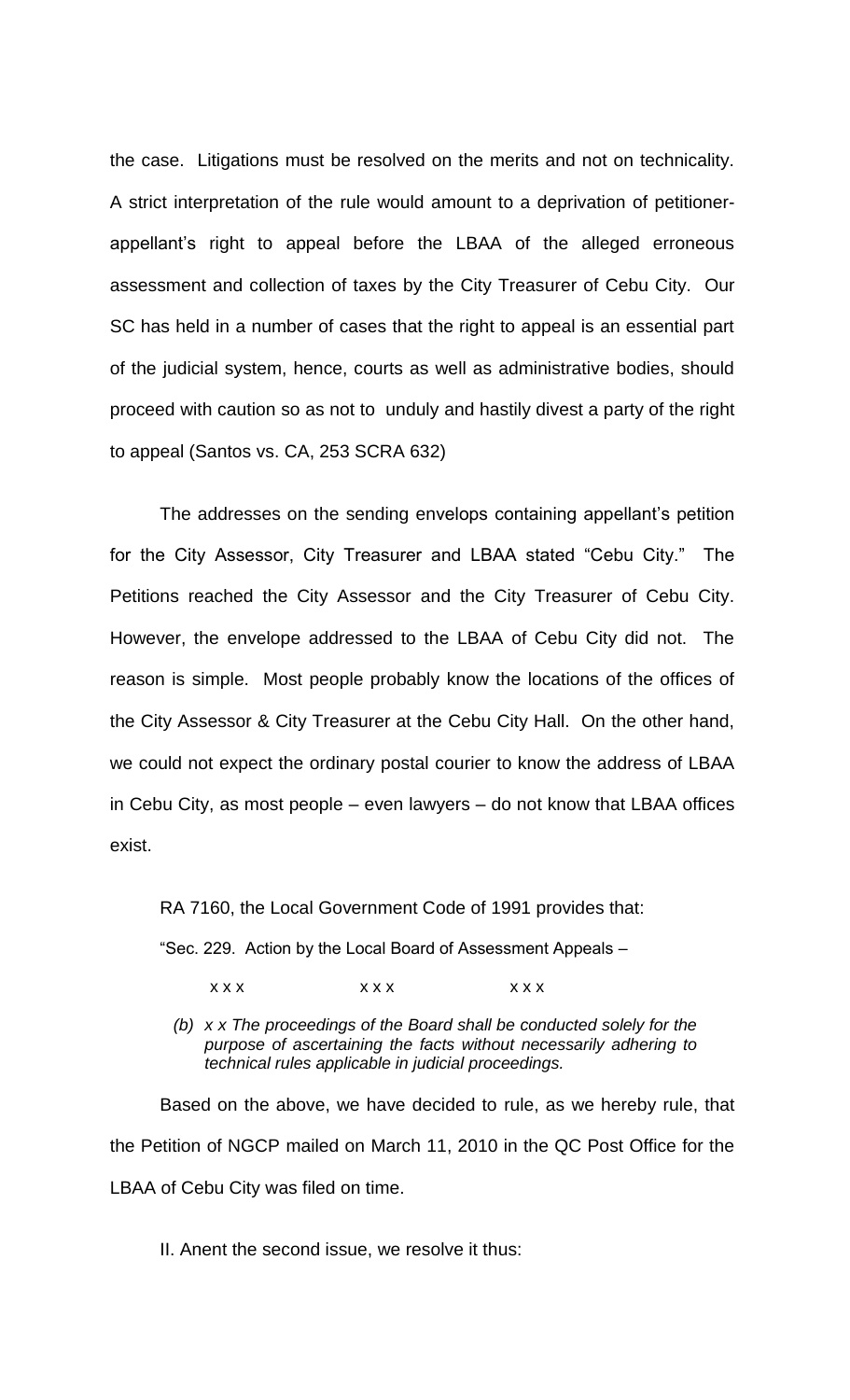the case. Litigations must be resolved on the merits and not on technicality. A strict interpretation of the rule would amount to a deprivation of petitioner-appellant's right to appeal before the LBAA of the alleged erroneous assessment and collection of taxes by the City Treasurer of Cebu City. Our SC has held in a number of cases that the right to appeal is an essential part of the judicial system, hence, courts as well as administrative bodies, should proceed with caution so as not to unduly and hastily divest a party of the right to appeal (Santos vs. CA, 253 SCRA 632)

The addresses on the sending envelops containing appellant's petition for the City Assessor, City Treasurer and LBAA stated "Cebu City." The Petitions reached the City Assessor and the City Treasurer of Cebu City. However, the envelope addressed to the LBAA of Cebu City did not. The reason is simple. Most people probably know the locations of the offices of the City Assessor & City Treasurer at the Cebu City Hall. On the other hand, we could not expect the ordinary postal courier to know the address of LBAA in Cebu City, as most people – even lawyers – do not know that LBAA offices exist.

RA 7160, the Local Government Code of 1991 provides that:

"Sec. 229. Action by the Local Board of Assessment Appeals –

x x x x x x x x x

*(b) x x The proceedings of the Board shall be conducted solely for the purpose of ascertaining the facts without necessarily adhering to technical rules applicable in judicial proceedings.*

Based on the above, we have decided to rule, as we hereby rule, that the Petition of NGCP mailed on March 11, 2010 in the QC Post Office for the LBAA of Cebu City was filed on time.

II. Anent the second issue, we resolve it thus: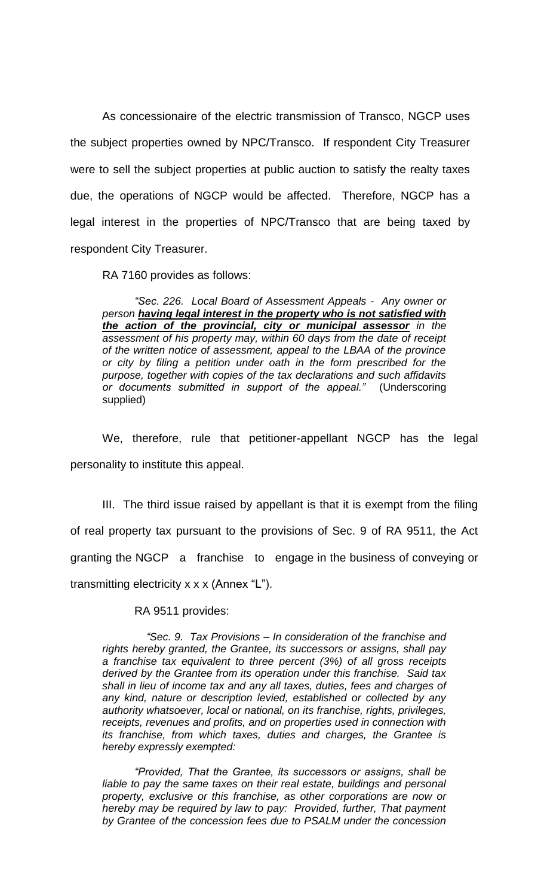As concessionaire of the electric transmission of Transco, NGCP uses the subject properties owned by NPC/Transco. If respondent City Treasurer were to sell the subject properties at public auction to satisfy the realty taxes due, the operations of NGCP would be affected. Therefore, NGCP has a legal interest in the properties of NPC/Transco that are being taxed by respondent City Treasurer.

RA 7160 provides as follows:

> *"Sec. 226. Local Board of Assessment Appeals - Any owner or person* ***having legal interest in the property who is not satisfied with the action of the provincial, city or municipal assessor*** *in the assessment of his property may, within 60 days from the date of receipt of the written notice of assessment, appeal to the LBAA of the province or city by filing a petition under oath in the form prescribed for the purpose, together with copies of the tax declarations and such affidavits or documents submitted in support of the appeal."* (Underscoring supplied)

We, therefore, rule that petitioner-appellant NGCP has the legal personality to institute this appeal.

III. The third issue raised by appellant is that it is exempt from the filing of real property tax pursuant to the provisions of Sec. 9 of RA 9511, the Act granting the NGCP a franchise to engage in the business of conveying or transmitting electricity x x x (Annex "L").

RA 9511 provides:

> *"Sec. 9. Tax Provisions – In consideration of the franchise and rights hereby granted, the Grantee, its successors or assigns, shall pay a franchise tax equivalent to three percent (3%) of all gross receipts derived by the Grantee from its operation under this franchise. Said tax shall in lieu of income tax and any all taxes, duties, fees and charges of any kind, nature or description levied, established or collected by any authority whatsoever, local or national, on its franchise, rights, privileges, receipts, revenues and profits, and on properties used in connection with its franchise, from which taxes, duties and charges, the Grantee is hereby expressly exempted:*
>
> *"Provided, That the Grantee, its successors or assigns, shall be liable to pay the same taxes on their real estate, buildings and personal property, exclusive or this franchise, as other corporations are now or hereby may be required by law to pay: Provided, further, That payment by Grantee of the concession fees due to PSALM under the concession*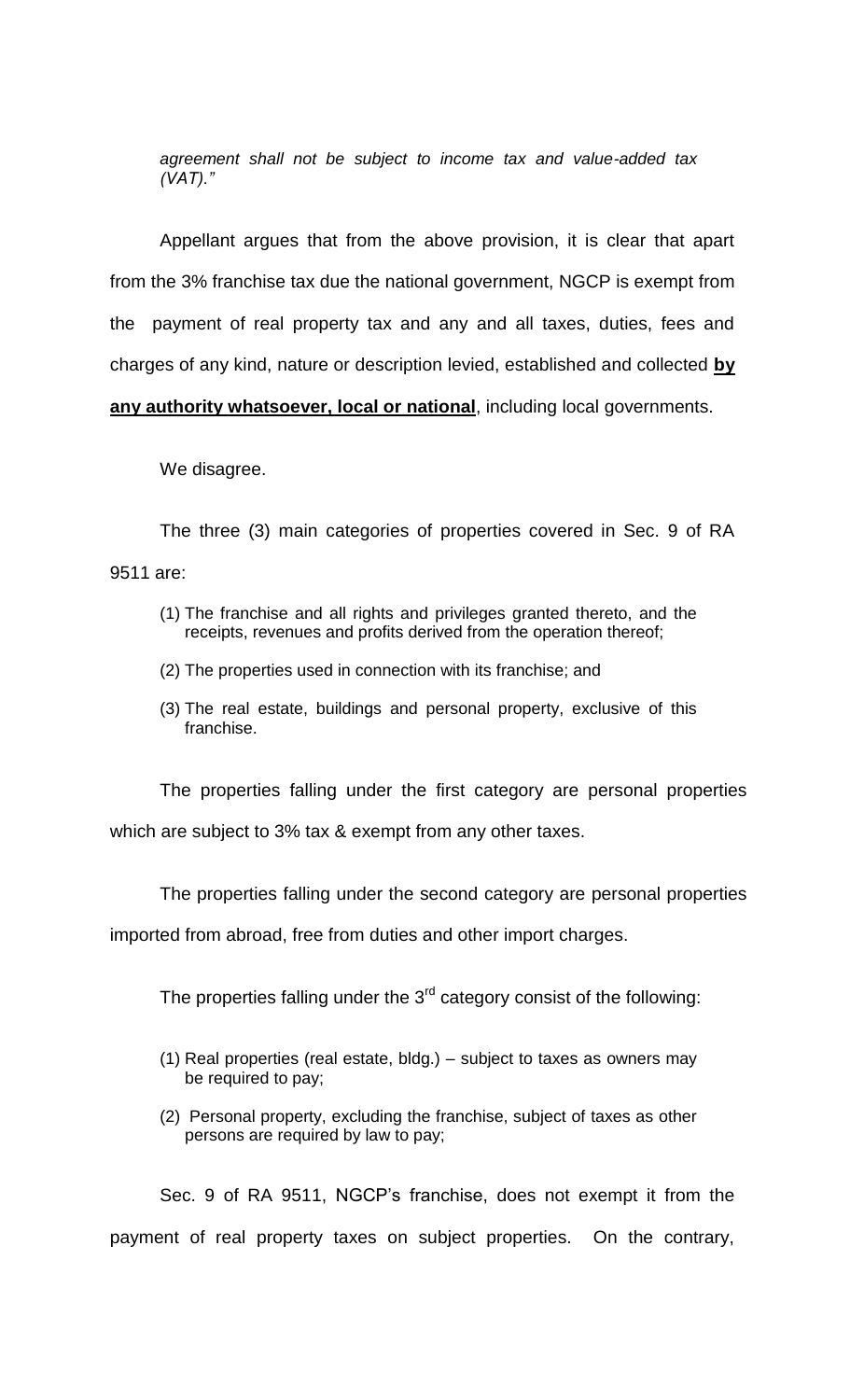*agreement shall not be subject to income tax and value-added tax (VAT)."*

Appellant argues that from the above provision, it is clear that apart from the 3% franchise tax due the national government, NGCP is exempt from the payment of real property tax and any and all taxes, duties, fees and charges of any kind, nature or description levied, established and collected **by any authority whatsoever, local or national**, including local governments.

We disagree.

The three (3) main categories of properties covered in Sec. 9 of RA 9511 are:

(1) The franchise and all rights and privileges granted thereto, and the receipts, revenues and profits derived from the operation thereof;

(2) The properties used in connection with its franchise; and

(3) The real estate, buildings and personal property, exclusive of this franchise.

The properties falling under the first category are personal properties which are subject to 3% tax & exempt from any other taxes.

The properties falling under the second category are personal properties imported from abroad, free from duties and other import charges.

The properties falling under the 3rd category consist of the following:

(1) Real properties (real estate, bldg.) – subject to taxes as owners may be required to pay;

(2) Personal property, excluding the franchise, subject of taxes as other persons are required by law to pay;

Sec. 9 of RA 9511, NGCP's franchise, does not exempt it from the payment of real property taxes on subject properties. On the contrary,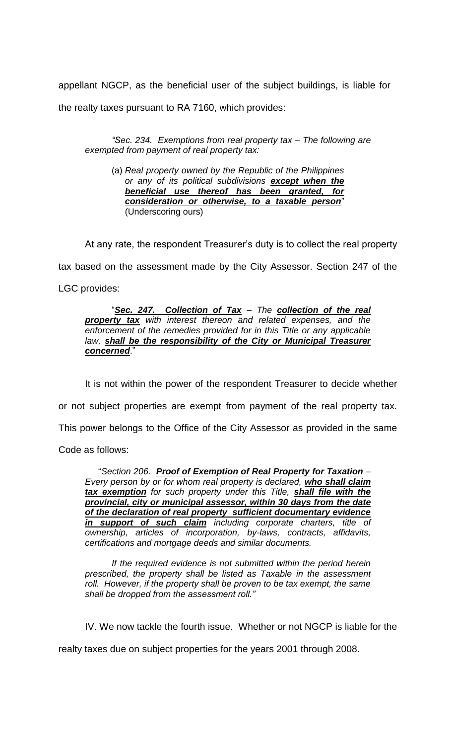appellant NGCP, as the beneficial user of the subject buildings, is liable for the realty taxes pursuant to RA 7160, which provides:

> *"Sec. 234. Exemptions from real property tax – The following are exempted from payment of real property tax:*
>
> (a) *Real property owned by the Republic of the Philippines or any of its political subdivisions* ***except when the beneficial use thereof has been granted, for consideration or otherwise, to a taxable person***" (Underscoring ours)

At any rate, the respondent Treasurer's duty is to collect the real property tax based on the assessment made by the City Assessor. Section 247 of the LGC provides:

> "***Sec. 247. Collection of Tax*** *– The* ***collection of the real property tax*** *with interest thereon and related expenses, and the enforcement of the remedies provided for in this Title or any applicable law,* ***shall be the responsibility of the City or Municipal Treasurer concerned***."

It is not within the power of the respondent Treasurer to decide whether or not subject properties are exempt from payment of the real property tax. This power belongs to the Office of the City Assessor as provided in the same Code as follows:

> "*Section 206.* ***Proof of Exemption of Real Property for Taxation*** *– Every person by or for whom real property is declared,* ***who shall claim tax exemption*** *for such property under this Title,* ***shall file with the provincial, city or municipal assessor, within 30 days from the date of the declaration of real property sufficient documentary evidence in support of such claim*** *including corporate charters, title of ownership, articles of incorporation, by-laws, contracts, affidavits, certifications and mortgage deeds and similar documents.*
>
> *If the required evidence is not submitted within the period herein prescribed, the property shall be listed as Taxable in the assessment roll. However, if the property shall be proven to be tax exempt, the same shall be dropped from the assessment roll."*

IV. We now tackle the fourth issue. Whether or not NGCP is liable for the realty taxes due on subject properties for the years 2001 through 2008.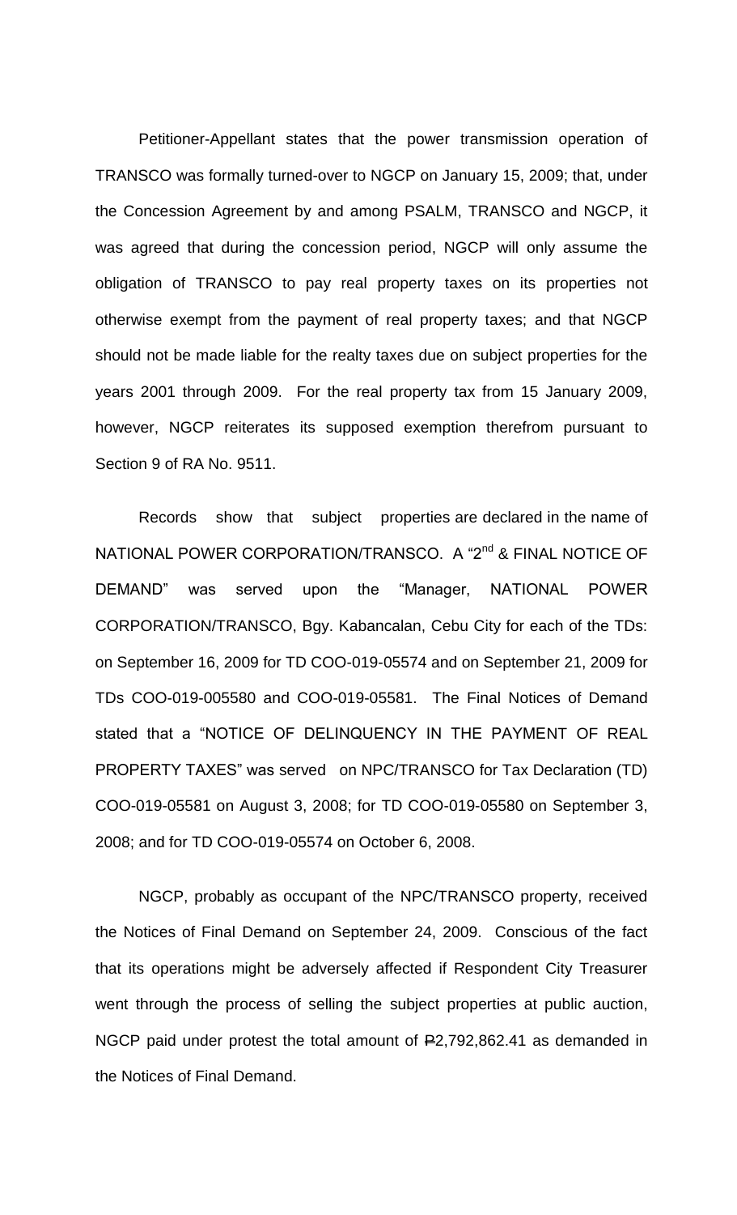Petitioner-Appellant states that the power transmission operation of TRANSCO was formally turned-over to NGCP on January 15, 2009; that, under the Concession Agreement by and among PSALM, TRANSCO and NGCP, it was agreed that during the concession period, NGCP will only assume the obligation of TRANSCO to pay real property taxes on its properties not otherwise exempt from the payment of real property taxes; and that NGCP should not be made liable for the realty taxes due on subject properties for the years 2001 through 2009. For the real property tax from 15 January 2009, however, NGCP reiterates its supposed exemption therefrom pursuant to Section 9 of RA No. 9511.

Records show that subject properties are declared in the name of NATIONAL POWER CORPORATION/TRANSCO. A "2nd & FINAL NOTICE OF DEMAND" was served upon the "Manager, NATIONAL POWER CORPORATION/TRANSCO, Bgy. Kabancalan, Cebu City for each of the TDs: on September 16, 2009 for TD COO-019-05574 and on September 21, 2009 for TDs COO-019-005580 and COO-019-05581. The Final Notices of Demand stated that a "NOTICE OF DELINQUENCY IN THE PAYMENT OF REAL PROPERTY TAXES" was served on NPC/TRANSCO for Tax Declaration (TD) COO-019-05581 on August 3, 2008; for TD COO-019-05580 on September 3, 2008; and for TD COO-019-05574 on October 6, 2008.

NGCP, probably as occupant of the NPC/TRANSCO property, received the Notices of Final Demand on September 24, 2009. Conscious of the fact that its operations might be adversely affected if Respondent City Treasurer went through the process of selling the subject properties at public auction, NGCP paid under protest the total amount of ₱2,792,862.41 as demanded in the Notices of Final Demand.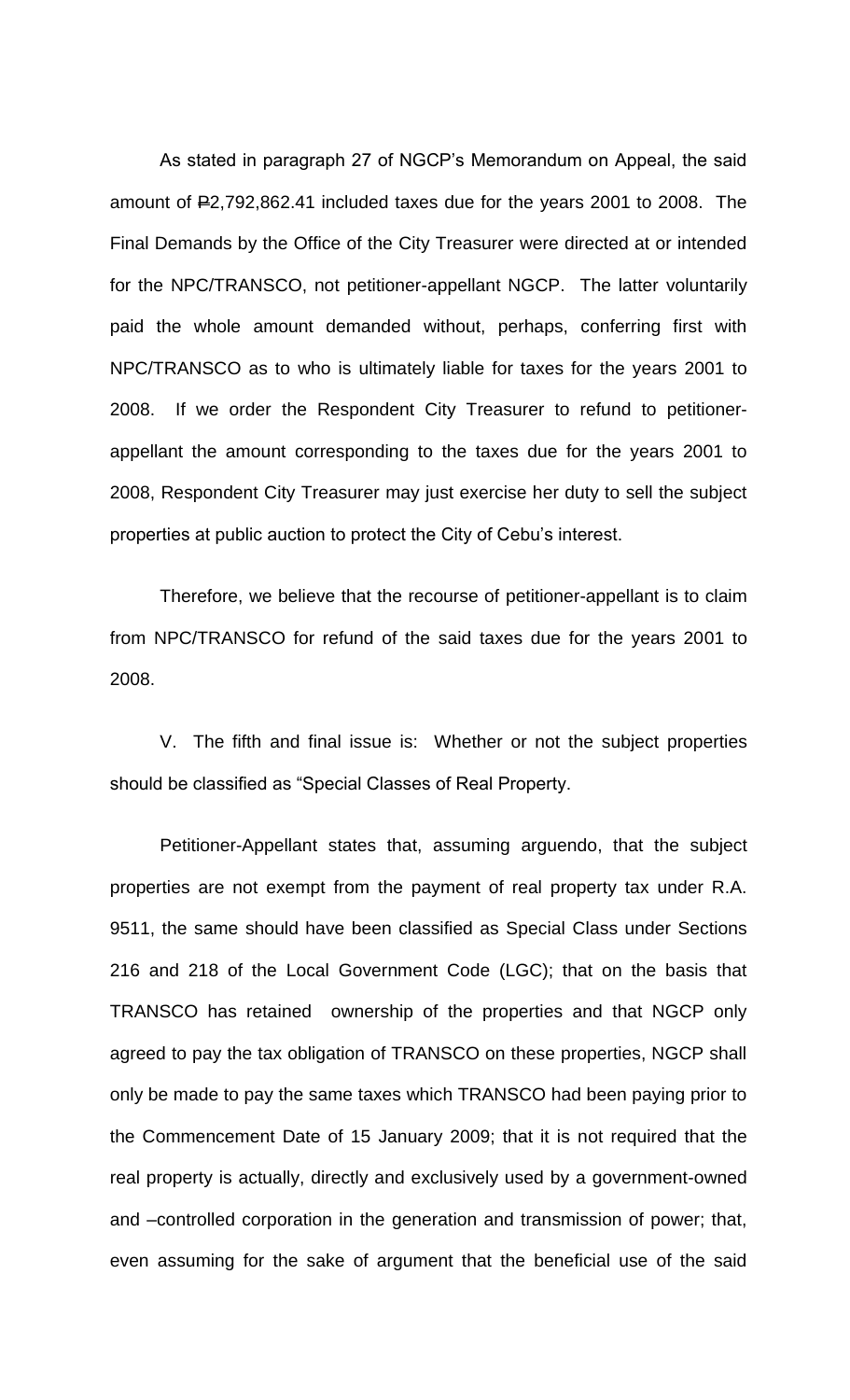As stated in paragraph 27 of NGCP's Memorandum on Appeal, the said amount of ₱2,792,862.41 included taxes due for the years 2001 to 2008. The Final Demands by the Office of the City Treasurer were directed at or intended for the NPC/TRANSCO, not petitioner-appellant NGCP. The latter voluntarily paid the whole amount demanded without, perhaps, conferring first with NPC/TRANSCO as to who is ultimately liable for taxes for the years 2001 to 2008. If we order the Respondent City Treasurer to refund to petitioner-appellant the amount corresponding to the taxes due for the years 2001 to 2008, Respondent City Treasurer may just exercise her duty to sell the subject properties at public auction to protect the City of Cebu's interest.

Therefore, we believe that the recourse of petitioner-appellant is to claim from NPC/TRANSCO for refund of the said taxes due for the years 2001 to 2008.

V. The fifth and final issue is: Whether or not the subject properties should be classified as "Special Classes of Real Property.

Petitioner-Appellant states that, assuming arguendo, that the subject properties are not exempt from the payment of real property tax under R.A. 9511, the same should have been classified as Special Class under Sections 216 and 218 of the Local Government Code (LGC); that on the basis that TRANSCO has retained ownership of the properties and that NGCP only agreed to pay the tax obligation of TRANSCO on these properties, NGCP shall only be made to pay the same taxes which TRANSCO had been paying prior to the Commencement Date of 15 January 2009; that it is not required that the real property is actually, directly and exclusively used by a government-owned and –controlled corporation in the generation and transmission of power; that, even assuming for the sake of argument that the beneficial use of the said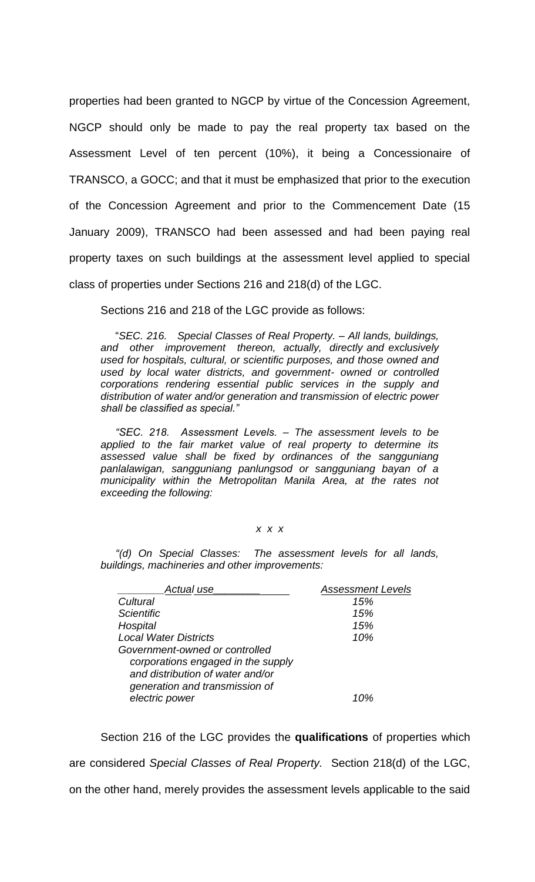properties had been granted to NGCP by virtue of the Concession Agreement, NGCP should only be made to pay the real property tax based on the Assessment Level of ten percent (10%), it being a Concessionaire of TRANSCO, a GOCC; and that it must be emphasized that prior to the execution of the Concession Agreement and prior to the Commencement Date (15 January 2009), TRANSCO had been assessed and had been paying real property taxes on such buildings at the assessment level applied to special class of properties under Sections 216 and 218(d) of the LGC.

Sections 216 and 218 of the LGC provide as follows:

> "*SEC. 216. Special Classes of Real Property. – All lands, buildings, and other improvement thereon, actually, directly and exclusively used for hospitals, cultural, or scientific purposes, and those owned and used by local water districts, and government- owned or controlled corporations rendering essential public services in the supply and distribution of water and/or generation and transmission of electric power shall be classified as special."*
>
> *"SEC. 218. Assessment Levels. – The assessment levels to be applied to the fair market value of real property to determine its assessed value shall be fixed by ordinances of the sangguniang panlalawigan, sangguniang panlungsod or sangguniang bayan of a municipality within the Metropolitan Manila Area, at the rates not exceeding the following:*
>
> *x x x*
>
> *"(d) On Special Classes: The assessment levels for all lands, buildings, machineries and other improvements:*

| *Actual use* | *Assessment Levels* |
|---|---|
| *Cultural* | *15%* |
| *Scientific* | *15%* |
| *Hospital* | *15%* |
| *Local Water Districts* | *10%* |
| *Government-owned or controlled corporations engaged in the supply and distribution of water and/or generation and transmission of electric power* | *10%* |

Section 216 of the LGC provides the **qualifications** of properties which are considered *Special Classes of Real Property.* Section 218(d) of the LGC, on the other hand, merely provides the assessment levels applicable to the said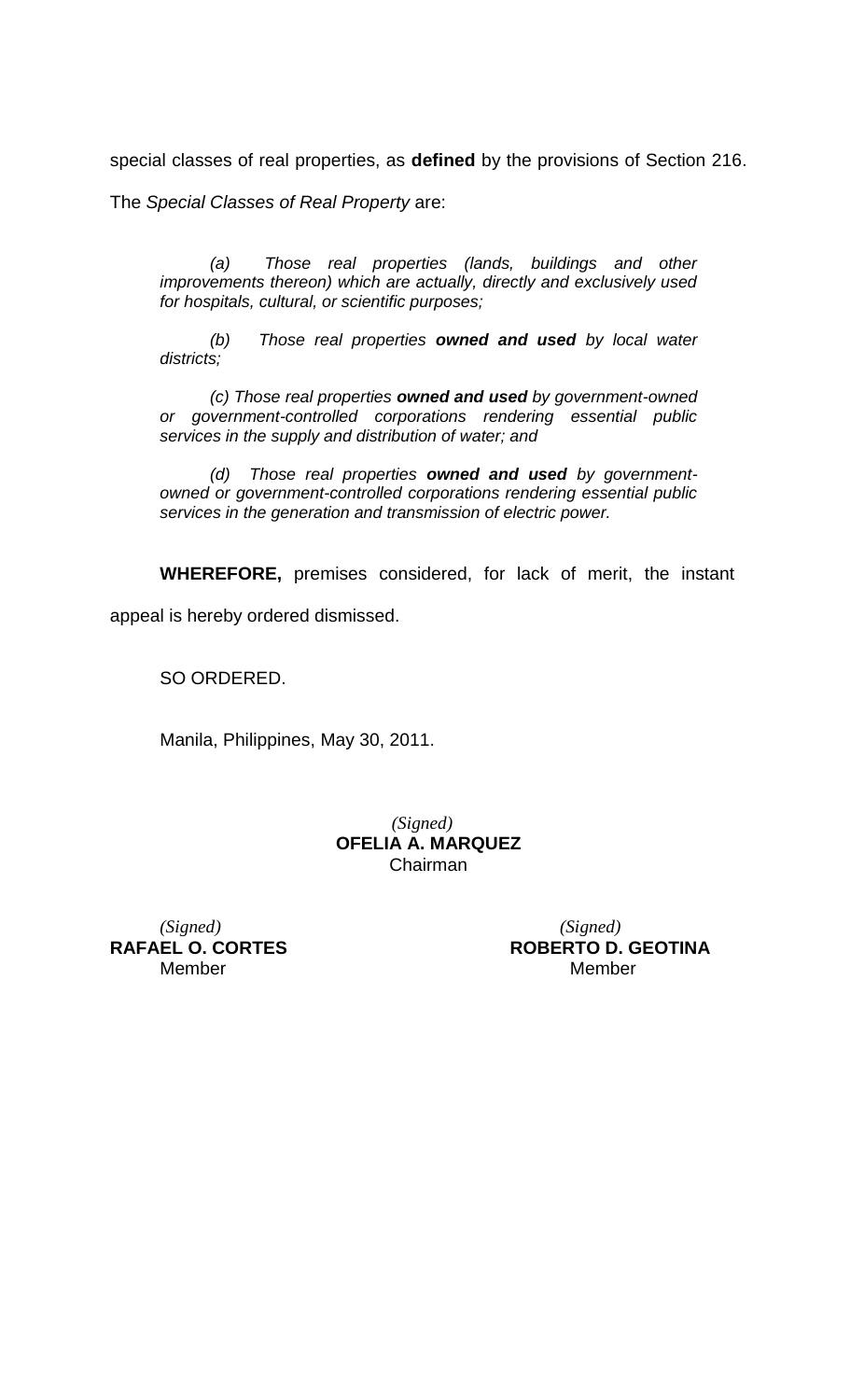special classes of real properties, as **defined** by the provisions of Section 216.

The *Special Classes of Real Property* are:

> *(a) Those real properties (lands, buildings and other improvements thereon) which are actually, directly and exclusively used for hospitals, cultural, or scientific purposes;*
>
> *(b) Those real properties **owned and used** by local water districts;*
>
> *(c) Those real properties **owned and used** by government-owned or government-controlled corporations rendering essential public services in the supply and distribution of water; and*
>
> *(d) Those real properties **owned and used** by government-owned or government-controlled corporations rendering essential public services in the generation and transmission of electric power.*

**WHEREFORE,** premises considered, for lack of merit, the instant appeal is hereby ordered dismissed.

SO ORDERED.

Manila, Philippines, May 30, 2011.

*(Signed)*
**OFELIA A. MARQUEZ**
Chairman

*(Signed)*
**RAFAEL O. CORTES**
Member

*(Signed)*
**ROBERTO D. GEOTINA**
Member